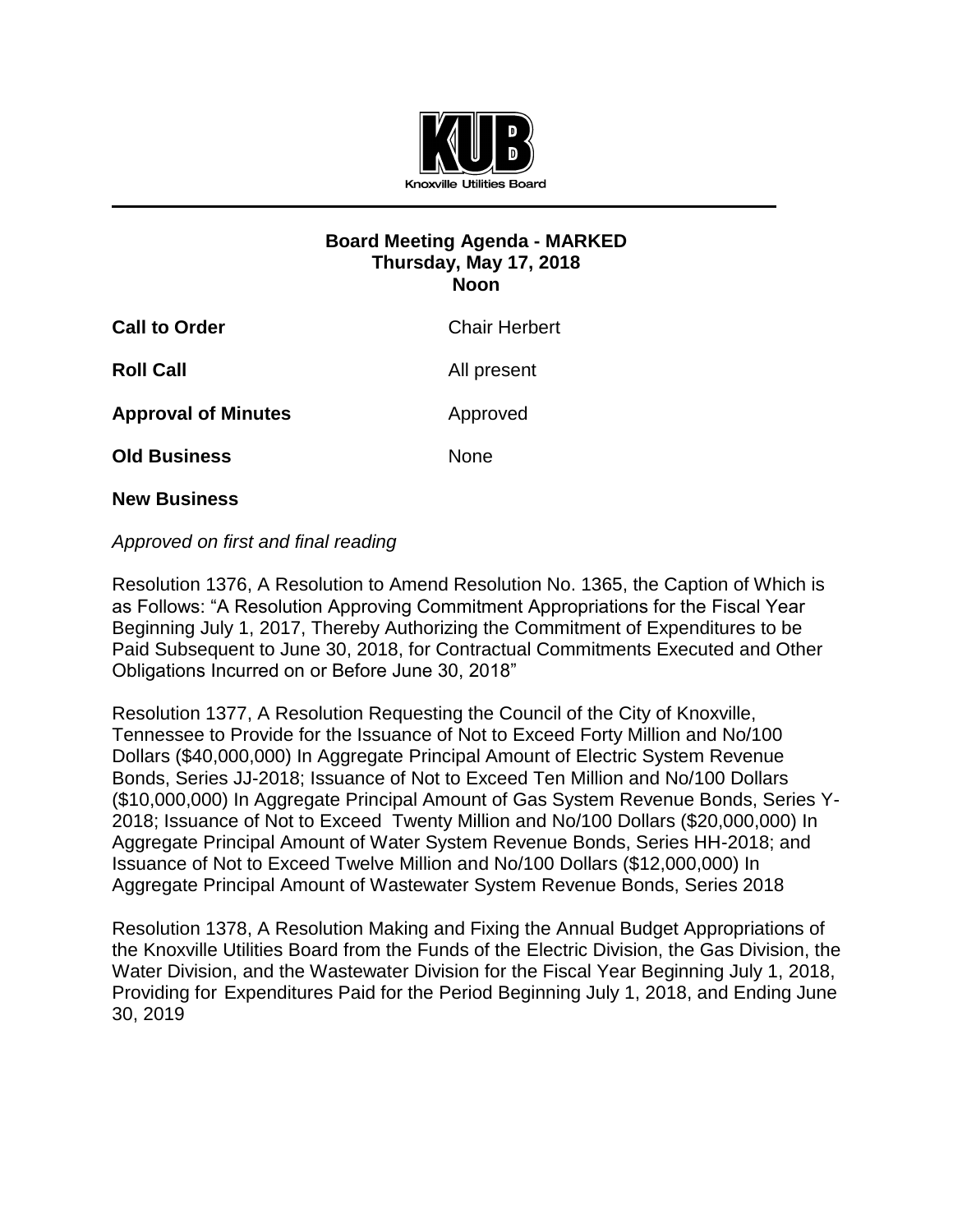KUB

Knoxville Utilities Board

**Board Meeting Agenda - MARKED**
**Thursday, May 17, 2018**
**Noon**

**Call to Order** Chair Herbert

**Roll Call** All present

**Approval of Minutes** Approved

**Old Business** None

**New Business**

*Approved on first and final reading*

Resolution 1376, A Resolution to Amend Resolution No. 1365, the Caption of Which is as Follows: "A Resolution Approving Commitment Appropriations for the Fiscal Year Beginning July 1, 2017, Thereby Authorizing the Commitment of Expenditures to be Paid Subsequent to June 30, 2018, for Contractual Commitments Executed and Other Obligations Incurred on or Before June 30, 2018"

Resolution 1377, A Resolution Requesting the Council of the City of Knoxville, Tennessee to Provide for the Issuance of Not to Exceed Forty Million and No/100 Dollars ($40,000,000) In Aggregate Principal Amount of Electric System Revenue Bonds, Series JJ-2018; Issuance of Not to Exceed Ten Million and No/100 Dollars ($10,000,000) In Aggregate Principal Amount of Gas System Revenue Bonds, Series Y-2018; Issuance of Not to Exceed Twenty Million and No/100 Dollars ($20,000,000) In Aggregate Principal Amount of Water System Revenue Bonds, Series HH-2018; and Issuance of Not to Exceed Twelve Million and No/100 Dollars ($12,000,000) In Aggregate Principal Amount of Wastewater System Revenue Bonds, Series 2018

Resolution 1378, A Resolution Making and Fixing the Annual Budget Appropriations of the Knoxville Utilities Board from the Funds of the Electric Division, the Gas Division, the Water Division, and the Wastewater Division for the Fiscal Year Beginning July 1, 2018, Providing for Expenditures Paid for the Period Beginning July 1, 2018, and Ending June 30, 2019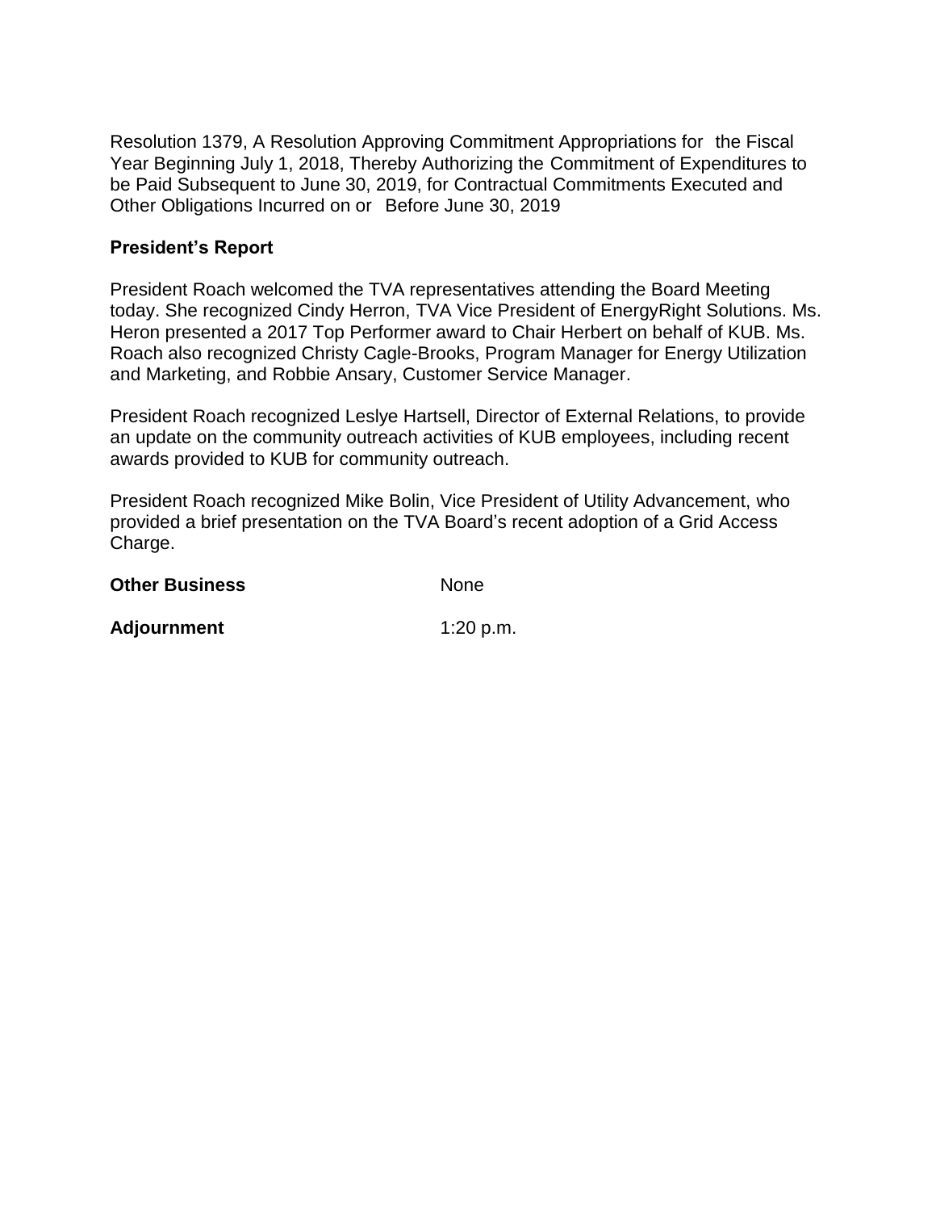Resolution 1379, A Resolution Approving Commitment Appropriations for the Fiscal Year Beginning July 1, 2018, Thereby Authorizing the Commitment of Expenditures to be Paid Subsequent to June 30, 2019, for Contractual Commitments Executed and Other Obligations Incurred on or Before June 30, 2019

**President's Report**

President Roach welcomed the TVA representatives attending the Board Meeting today. She recognized Cindy Herron, TVA Vice President of EnergyRight Solutions. Ms. Heron presented a 2017 Top Performer award to Chair Herbert on behalf of KUB. Ms. Roach also recognized Christy Cagle-Brooks, Program Manager for Energy Utilization and Marketing, and Robbie Ansary, Customer Service Manager.

President Roach recognized Leslye Hartsell, Director of External Relations, to provide an update on the community outreach activities of KUB employees, including recent awards provided to KUB for community outreach.

President Roach recognized Mike Bolin, Vice President of Utility Advancement, who provided a brief presentation on the TVA Board's recent adoption of a Grid Access Charge.

**Other Business** None

**Adjournment** 1:20 p.m.